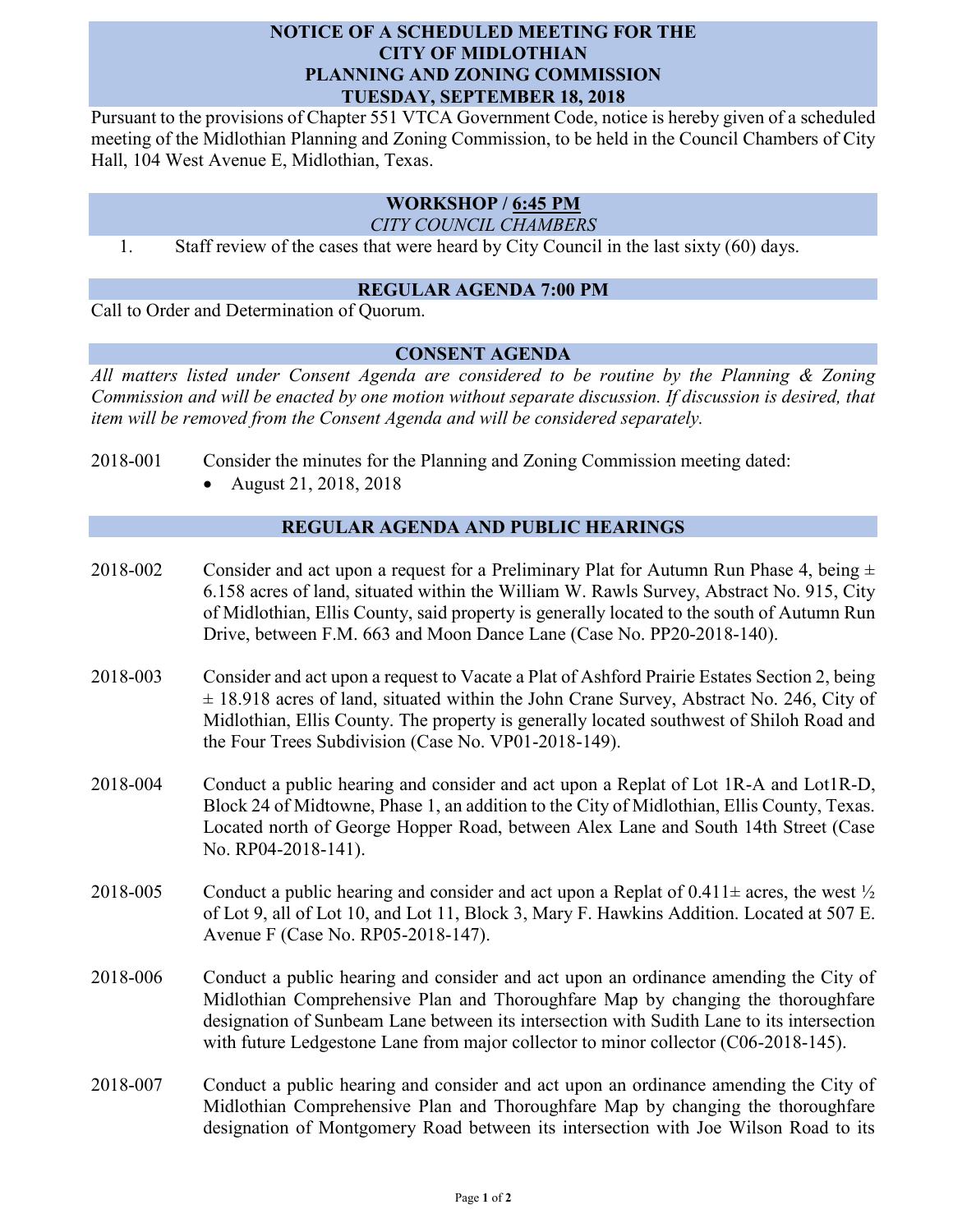# NOTICE OF A SCHEDULED MEETING FOR THE CITY OF MIDLOTHIAN PLANNING AND ZONING COMMISSION TUESDAY, SEPTEMBER 18, 2018

Pursuant to the provisions of Chapter 551 VTCA Government Code, notice is hereby given of a scheduled meeting of the Midlothian Planning and Zoning Commission, to be held in the Council Chambers of City Hall, 104 West Avenue E, Midlothian, Texas.

## WORKSHOP / 6:45 PM

*CITY COUNCIL CHAMBERS*

1. Staff review of the cases that were heard by City Council in the last sixty (60) days.

## REGULAR AGENDA 7:00 PM

Call to Order and Determination of Quorum.

## CONSENT AGENDA

*All matters listed under Consent Agenda are considered to be routine by the Planning & Zoning Commission and will be enacted by one motion without separate discussion. If discussion is desired, that item will be removed from the Consent Agenda and will be considered separately.*

2018-001 Consider the minutes for the Planning and Zoning Commission meeting dated:

- August 21, 2018, 2018

## REGULAR AGENDA AND PUBLIC HEARINGS

2018-002 Consider and act upon a request for a Preliminary Plat for Autumn Run Phase 4, being ± 6.158 acres of land, situated within the William W. Rawls Survey, Abstract No. 915, City of Midlothian, Ellis County, said property is generally located to the south of Autumn Run Drive, between F.M. 663 and Moon Dance Lane (Case No. PP20-2018-140).

2018-003 Consider and act upon a request to Vacate a Plat of Ashford Prairie Estates Section 2, being ± 18.918 acres of land, situated within the John Crane Survey, Abstract No. 246, City of Midlothian, Ellis County. The property is generally located southwest of Shiloh Road and the Four Trees Subdivision (Case No. VP01-2018-149).

2018-004 Conduct a public hearing and consider and act upon a Replat of Lot 1R-A and Lot1R-D, Block 24 of Midtowne, Phase 1, an addition to the City of Midlothian, Ellis County, Texas. Located north of George Hopper Road, between Alex Lane and South 14th Street (Case No. RP04-2018-141).

2018-005 Conduct a public hearing and consider and act upon a Replat of 0.411± acres, the west ½ of Lot 9, all of Lot 10, and Lot 11, Block 3, Mary F. Hawkins Addition. Located at 507 E. Avenue F (Case No. RP05-2018-147).

2018-006 Conduct a public hearing and consider and act upon an ordinance amending the City of Midlothian Comprehensive Plan and Thoroughfare Map by changing the thoroughfare designation of Sunbeam Lane between its intersection with Sudith Lane to its intersection with future Ledgestone Lane from major collector to minor collector (C06-2018-145).

2018-007 Conduct a public hearing and consider and act upon an ordinance amending the City of Midlothian Comprehensive Plan and Thoroughfare Map by changing the thoroughfare designation of Montgomery Road between its intersection with Joe Wilson Road to its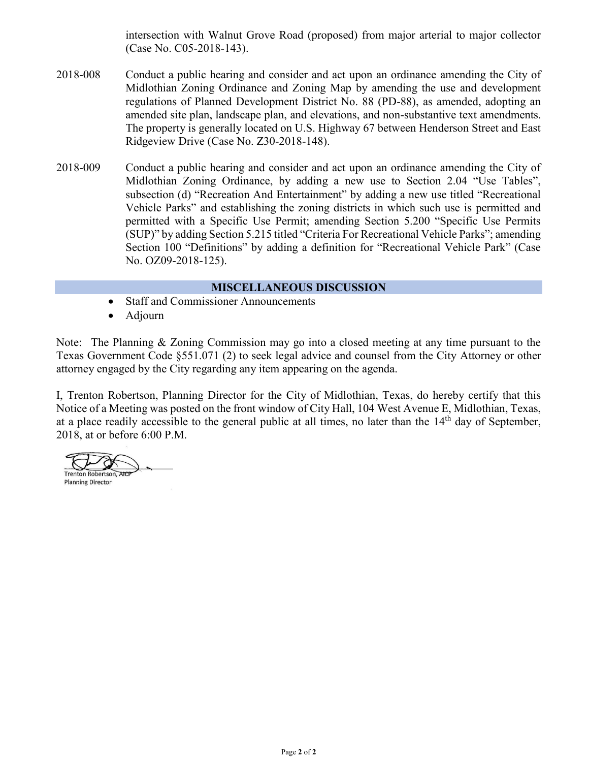intersection with Walnut Grove Road (proposed) from major arterial to major collector (Case No. C05-2018-143).

2018-008 Conduct a public hearing and consider and act upon an ordinance amending the City of Midlothian Zoning Ordinance and Zoning Map by amending the use and development regulations of Planned Development District No. 88 (PD-88), as amended, adopting an amended site plan, landscape plan, and elevations, and non-substantive text amendments. The property is generally located on U.S. Highway 67 between Henderson Street and East Ridgeview Drive (Case No. Z30-2018-148).

2018-009 Conduct a public hearing and consider and act upon an ordinance amending the City of Midlothian Zoning Ordinance, by adding a new use to Section 2.04 "Use Tables", subsection (d) "Recreation And Entertainment" by adding a new use titled "Recreational Vehicle Parks" and establishing the zoning districts in which such use is permitted and permitted with a Specific Use Permit; amending Section 5.200 "Specific Use Permits (SUP)" by adding Section 5.215 titled "Criteria For Recreational Vehicle Parks"; amending Section 100 "Definitions" by adding a definition for "Recreational Vehicle Park" (Case No. OZ09-2018-125).

## MISCELLANEOUS DISCUSSION

- Staff and Commissioner Announcements
- Adjourn

Note: The Planning & Zoning Commission may go into a closed meeting at any time pursuant to the Texas Government Code §551.071 (2) to seek legal advice and counsel from the City Attorney or other attorney engaged by the City regarding any item appearing on the agenda.

I, Trenton Robertson, Planning Director for the City of Midlothian, Texas, do hereby certify that this Notice of a Meeting was posted on the front window of City Hall, 104 West Avenue E, Midlothian, Texas, at a place readily accessible to the general public at all times, no later than the 14th day of September, 2018, at or before 6:00 P.M.

Trenton Robertson, AICP
Planning Director